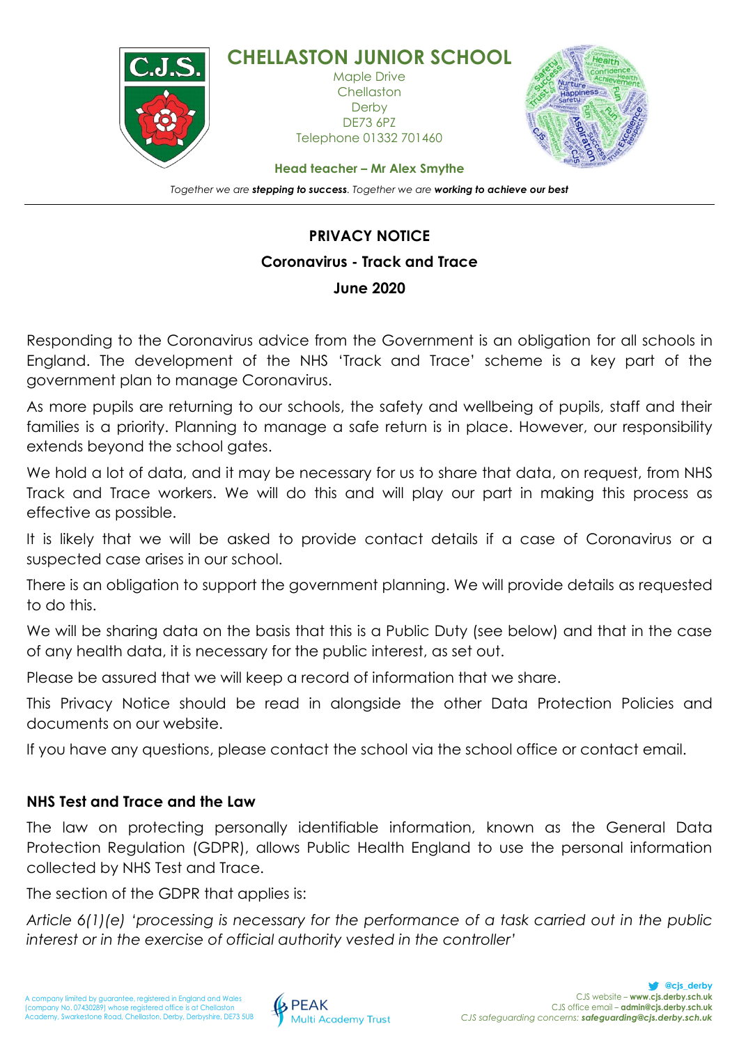# CHELLASTON JUNIOR SCHOOL

Maple Drive
Chellaston
Derby
DE73 6PZ
Telephone 01332 701460

**Head teacher – Mr Alex Smythe**

*Together we are **stepping to success**. Together we are **working to achieve our best***

---

**PRIVACY NOTICE**

**Coronavirus - Track and Trace**

**June 2020**

Responding to the Coronavirus advice from the Government is an obligation for all schools in England. The development of the NHS 'Track and Trace' scheme is a key part of the government plan to manage Coronavirus.

As more pupils are returning to our schools, the safety and wellbeing of pupils, staff and their families is a priority. Planning to manage a safe return is in place. However, our responsibility extends beyond the school gates.

We hold a lot of data, and it may be necessary for us to share that data, on request, from NHS Track and Trace workers. We will do this and will play our part in making this process as effective as possible.

It is likely that we will be asked to provide contact details if a case of Coronavirus or a suspected case arises in our school.

There is an obligation to support the government planning. We will provide details as requested to do this.

We will be sharing data on the basis that this is a Public Duty (see below) and that in the case of any health data, it is necessary for the public interest, as set out.

Please be assured that we will keep a record of information that we share.

This Privacy Notice should be read in alongside the other Data Protection Policies and documents on our website.

If you have any questions, please contact the school via the school office or contact email.

## NHS Test and Trace and the Law

The law on protecting personally identifiable information, known as the General Data Protection Regulation (GDPR), allows Public Health England to use the personal information collected by NHS Test and Trace.

The section of the GDPR that applies is:

*Article 6(1)(e) 'processing is necessary for the performance of a task carried out in the public interest or in the exercise of official authority vested in the controller'*

A company limited by guarantee, registered in England and Wales (company No. 07430289) whose registered office is at Chellaston Academy, Swarkestone Road, Chellaston, Derby, Derbyshire, DE73 5UB

PEAK Multi Academy Trust

@cjs_derby
CJS website – **www.cjs.derby.sch.uk**
CJS office email – **admin@cjs.derby.sch.uk**
*CJS safeguarding concerns: **safeguarding@cjs.derby.sch.uk***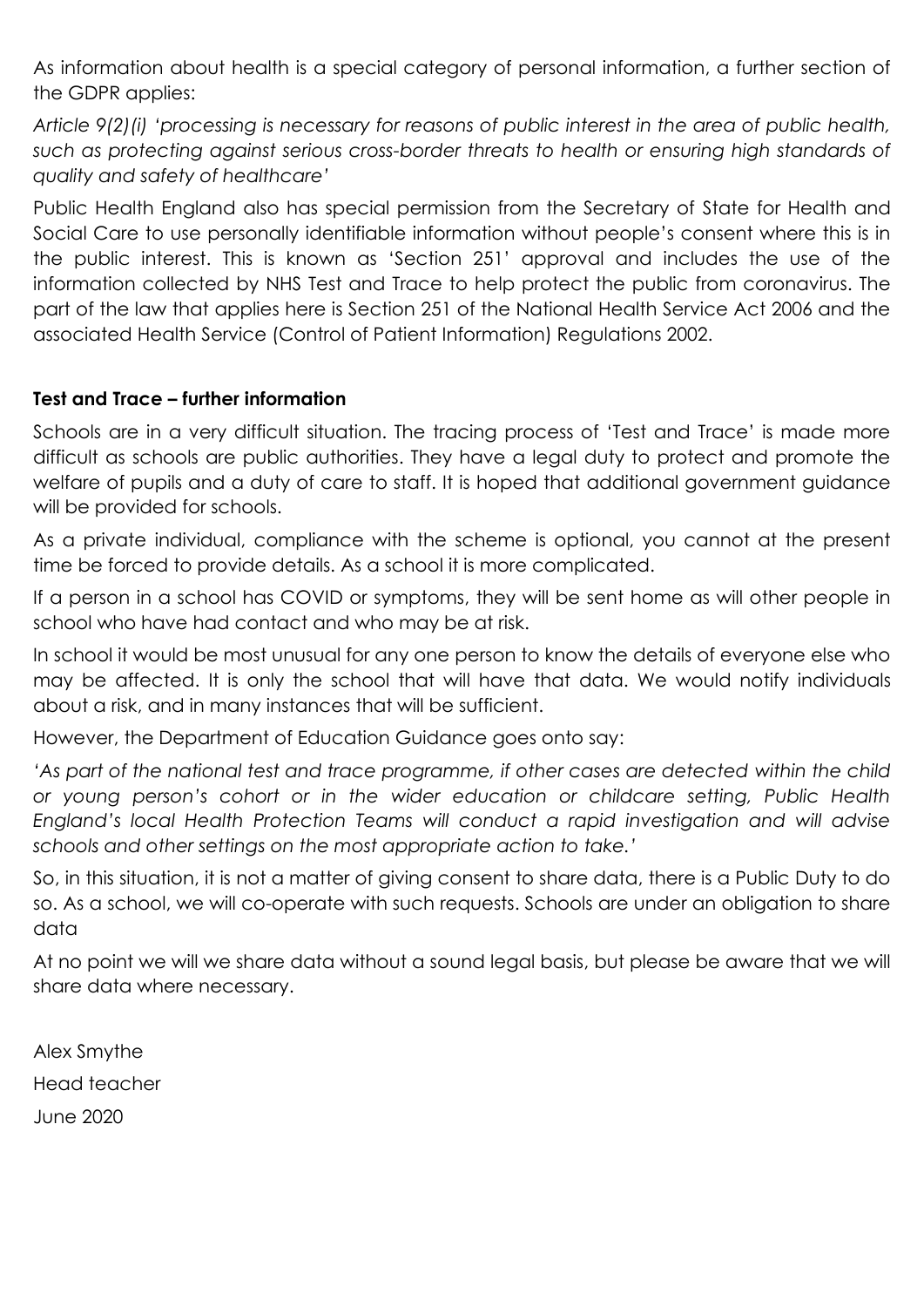As information about health is a special category of personal information, a further section of the GDPR applies:

*Article 9(2)(i) 'processing is necessary for reasons of public interest in the area of public health, such as protecting against serious cross-border threats to health or ensuring high standards of quality and safety of healthcare'*

Public Health England also has special permission from the Secretary of State for Health and Social Care to use personally identifiable information without people's consent where this is in the public interest. This is known as 'Section 251' approval and includes the use of the information collected by NHS Test and Trace to help protect the public from coronavirus. The part of the law that applies here is Section 251 of the National Health Service Act 2006 and the associated Health Service (Control of Patient Information) Regulations 2002.

**Test and Trace – further information**

Schools are in a very difficult situation. The tracing process of 'Test and Trace' is made more difficult as schools are public authorities. They have a legal duty to protect and promote the welfare of pupils and a duty of care to staff. It is hoped that additional government guidance will be provided for schools.

As a private individual, compliance with the scheme is optional, you cannot at the present time be forced to provide details. As a school it is more complicated.

If a person in a school has COVID or symptoms, they will be sent home as will other people in school who have had contact and who may be at risk.

In school it would be most unusual for any one person to know the details of everyone else who may be affected. It is only the school that will have that data. We would notify individuals about a risk, and in many instances that will be sufficient.

However, the Department of Education Guidance goes onto say:

*'As part of the national test and trace programme, if other cases are detected within the child or young person's cohort or in the wider education or childcare setting, Public Health England's local Health Protection Teams will conduct a rapid investigation and will advise schools and other settings on the most appropriate action to take.'*

So, in this situation, it is not a matter of giving consent to share data, there is a Public Duty to do so. As a school, we will co-operate with such requests. Schools are under an obligation to share data

At no point we will we share data without a sound legal basis, but please be aware that we will share data where necessary.

Alex Smythe

Head teacher

June 2020